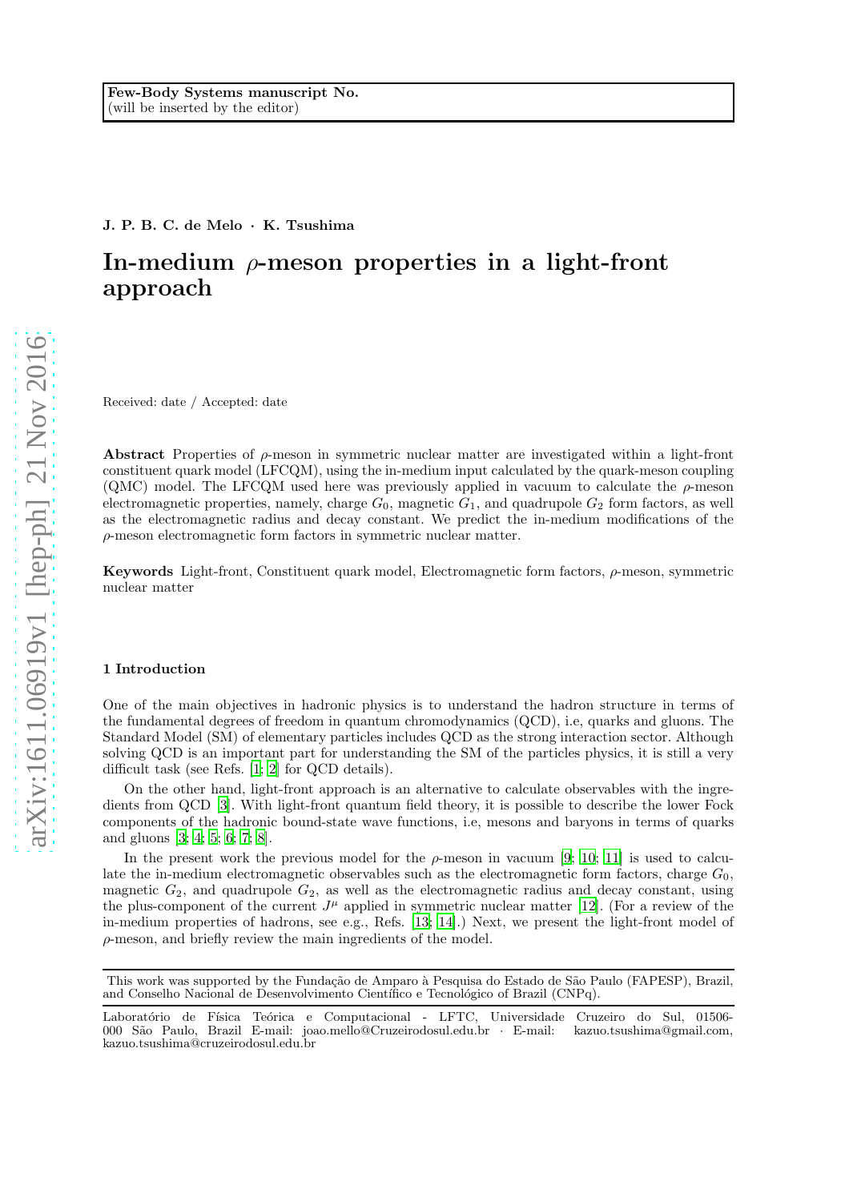Few-Body Systems manuscript No.
(will be inserted by the editor)

**J. P. B. C. de Melo · K. Tsushima**

# In-medium $\rho$-meson properties in a light-front approach

Received: date / Accepted: date

**Abstract** Properties of $\rho$-meson in symmetric nuclear matter are investigated within a light-front constituent quark model (LFCQM), using the in-medium input calculated by the quark-meson coupling (QMC) model. The LFCQM used here was previously applied in vacuum to calculate the $\rho$-meson electromagnetic properties, namely, charge $G_0$, magnetic $G_1$, and quadrupole $G_2$ form factors, as well as the electromagnetic radius and decay constant. We predict the in-medium modifications of the $\rho$-meson electromagnetic form factors in symmetric nuclear matter.

**Keywords** Light-front, Constituent quark model, Electromagnetic form factors, $\rho$-meson, symmetric nuclear matter

## 1 Introduction

One of the main objectives in hadronic physics is to understand the hadron structure in terms of the fundamental degrees of freedom in quantum chromodynamics (QCD), i.e, quarks and gluons. The Standard Model (SM) of elementary particles includes QCD as the strong interaction sector. Although solving QCD is an important part for understanding the SM of the particles physics, it is still a very difficult task (see Refs. [1; 2] for QCD details).

On the other hand, light-front approach is an alternative to calculate observables with the ingredients from QCD [3]. With light-front quantum field theory, it is possible to describe the lower Fock components of the hadronic bound-state wave functions, i.e, mesons and baryons in terms of quarks and gluons [3; 4; 5; 6; 7; 8].

In the present work the previous model for the $\rho$-meson in vacuum [9; 10; 11] is used to calculate the in-medium electromagnetic observables such as the electromagnetic form factors, charge $G_0$, magnetic $G_2$, and quadrupole $G_2$, as well as the electromagnetic radius and decay constant, using the plus-component of the current $J^\mu$ applied in symmetric nuclear matter [12]. (For a review of the in-medium properties of hadrons, see e.g., Refs. [13; 14].) Next, we present the light-front model of $\rho$-meson, and briefly review the main ingredients of the model.

This work was supported by the Fundação de Amparo à Pesquisa do Estado de São Paulo (FAPESP), Brazil, and Conselho Nacional de Desenvolvimento Científico e Tecnológico of Brazil (CNPq).

Laboratório de Física Teórica e Computacional - LFTC, Universidade Cruzeiro do Sul, 01506-000 São Paulo, Brazil E-mail: joao.mello@Cruzeirodosul.edu.br · E-mail: kazuo.tsushima@gmail.com, kazuo.tsushima@cruzeirodosul.edu.br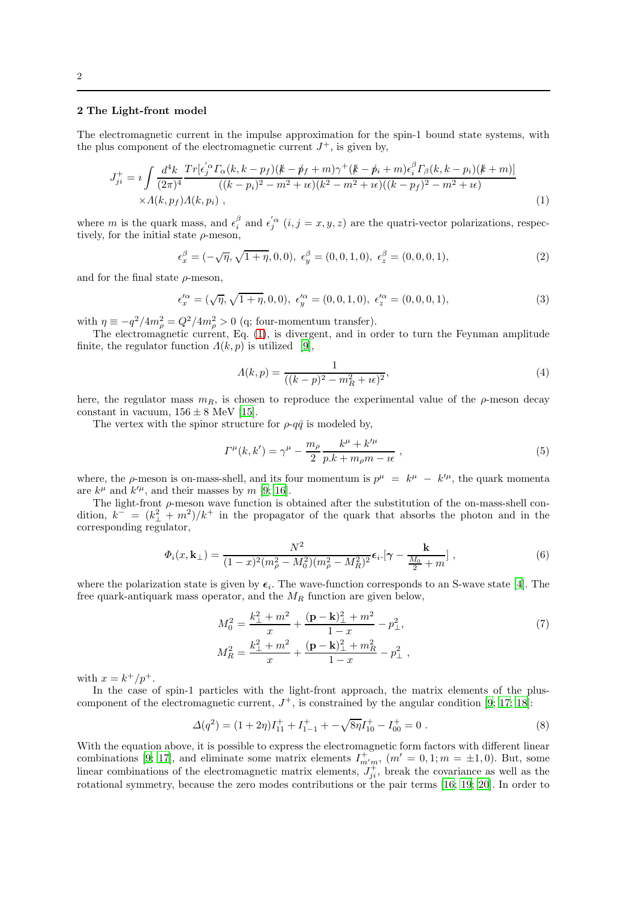## 2 The Light-front model

The electromagnetic current in the impulse approximation for the spin-1 bound state systems, with the plus component of the electromagnetic current $J^+$, is given by,

$$J^+_{ji} = \imath \int \frac{d^4k}{(2\pi)^4} \frac{Tr[\epsilon^{'\alpha}_j \Gamma_\alpha(k, k-p_f)(\not k - \not p_f + m)\gamma^+(\not k - \not p_i + m)\epsilon^\beta_i \Gamma_\beta(k, k-p_i)(\not k + m)]}{((k-p_i)^2 - m^2 + \imath\epsilon)(k^2 - m^2 + \imath\epsilon)((k-p_f)^2 - m^2 + \imath\epsilon)} \times \Lambda(k, p_f)\Lambda(k, p_i) \ , \tag{1}$$

where $m$ is the quark mass, and $\epsilon^\beta_i$ and $\epsilon^{'\alpha}_j$ $(i, j = x, y, z)$ are the quatri-vector polarizations, respectively, for the initial state $\rho$-meson,

$$\epsilon^\beta_x = (-\sqrt{\eta}, \sqrt{1+\eta}, 0, 0), \ \epsilon^\beta_y = (0, 0, 1, 0), \ \epsilon^\beta_z = (0, 0, 0, 1), \tag{2}$$

and for the final state $\rho$-meson,

$$\epsilon'^\alpha_x = (\sqrt{\eta}, \sqrt{1+\eta}, 0, 0), \ \epsilon'^\alpha_y = (0, 0, 1, 0), \ \epsilon'^\alpha_z = (0, 0, 0, 1), \tag{3}$$

with $\eta \equiv -q^2/4m^2_\rho = Q^2/4m^2_\rho > 0$ (q; four-momentum transfer).

The electromagnetic current, Eq. (1), is divergent, and in order to turn the Feynman amplitude finite, the regulator function $\Lambda(k, p)$ is utilized [9],

$$\Lambda(k, p) = \frac{1}{((k-p)^2 - m^2_R + \imath\epsilon)^2}, \tag{4}$$

here, the regulator mass $m_R$, is chosen to reproduce the experimental value of the $\rho$-meson decay constant in vacuum, $156 \pm 8$ MeV [15].

The vertex with the spinor structure for $\rho$-$q\bar{q}$ is modeled by,

$$\Gamma^\mu(k, k') = \gamma^\mu - \frac{m_\rho}{2} \frac{k^\mu + k'^\mu}{p.k + m_\rho m - \imath\epsilon} \ , \tag{5}$$

where, the $\rho$-meson is on-mass-shell, and its four momentum is $p^\mu = k^\mu - k'^\mu$, the quark momenta are $k^\mu$ and $k'^\mu$, and their masses by $m$ [9; 16].

The light-front $\rho$-meson wave function is obtained after the substitution of the on-mass-shell condition, $k^- = (k^2_\perp + m^2)/k^+$ in the propagator of the quark that absorbs the photon and in the corresponding regulator,

$$\Phi_i(x, \mathbf{k}_\perp) = \frac{N^2}{(1-x)^2(m^2_\rho - M^2_0)(m^2_\rho - M^2_R)^2} \boldsymbol{\epsilon}_i.[\boldsymbol{\gamma} - \frac{\mathbf{k}}{\frac{M_0}{2} + m}] \ , \tag{6}$$

where the polarization state is given by $\boldsymbol{\epsilon}_i$. The wave-function corresponds to an S-wave state [4]. The free quark-antiquark mass operator, and the $M_R$ function are given below,

$$M^2_0 = \frac{k^2_\perp + m^2}{x} + \frac{(\mathbf{p} - \mathbf{k})^2_\perp + m^2}{1-x} - p^2_\perp, \tag{7}$$
$$M^2_R = \frac{k^2_\perp + m^2}{x} + \frac{(\mathbf{p} - \mathbf{k})^2_\perp + m^2_R}{1-x} - p^2_\perp \ ,$$

with $x = k^+/p^+$.

In the case of spin-1 particles with the light-front approach, the matrix elements of the plus-component of the electromagnetic current, $J^+$, is constrained by the angular condition [9; 17; 18]:

$$\Delta(q^2) = (1+2\eta)I^+_{11} + I^+_{1-1} + -\sqrt{8\eta}I^+_{10} - I^+_{00} = 0 \ . \tag{8}$$

With the equation above, it is possible to express the electromagnetic form factors with different linear combinations [9; 17], and eliminate some matrix elements $I^+_{m'm}$, $(m' = 0, 1; m = \pm 1, 0)$. But, some linear combinations of the electromagnetic matrix elements, $J^+_{ji}$, break the covariance as well as the rotational symmetry, because the zero modes contributions or the pair terms [16; 19; 20]. In order to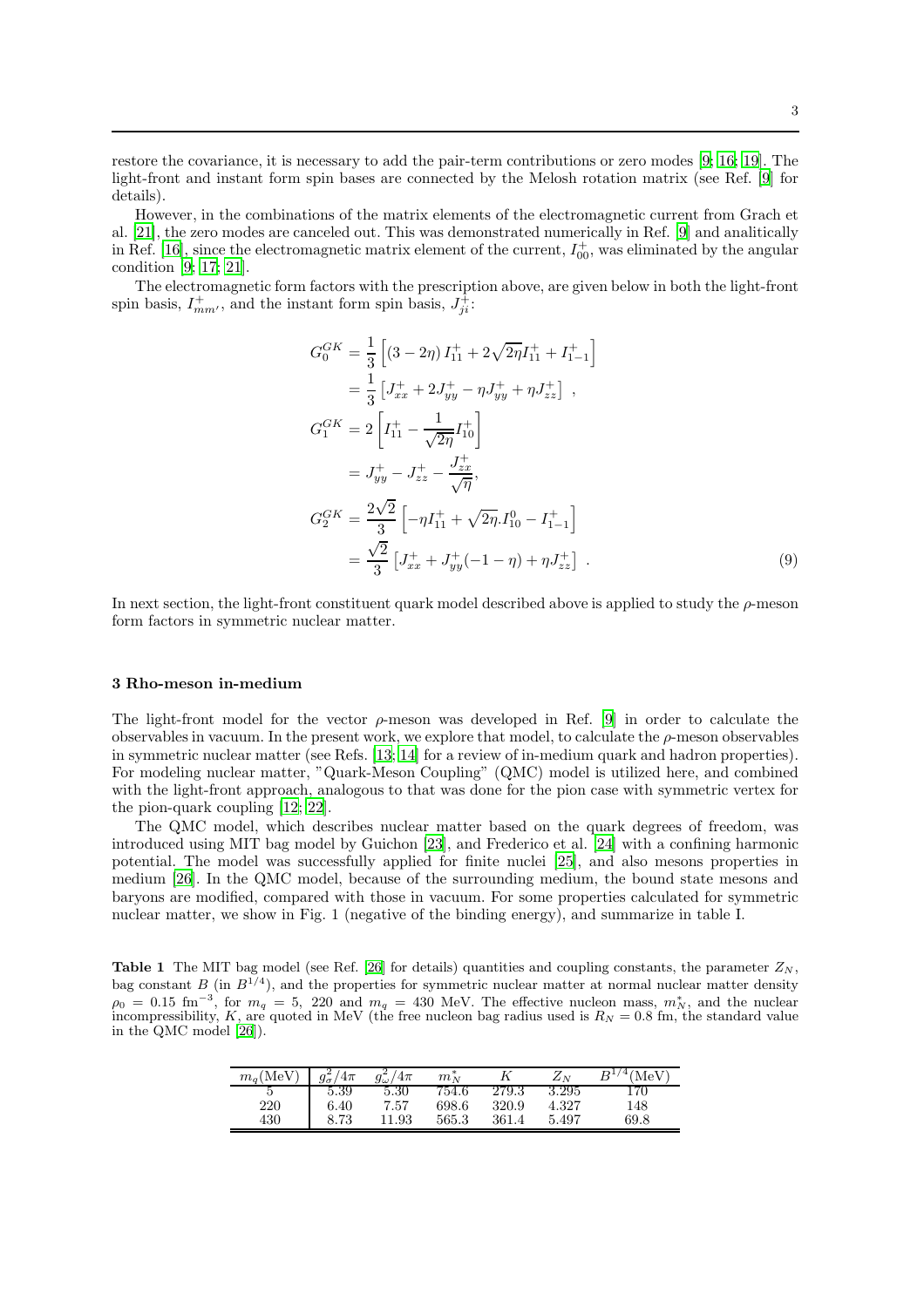restore the covariance, it is necessary to add the pair-term contributions or zero modes [9; 16; 19]. The light-front and instant form spin bases are connected by the Melosh rotation matrix (see Ref. [9] for details).

However, in the combinations of the matrix elements of the electromagnetic current from Grach et al. [21], the zero modes are canceled out. This was demonstrated numerically in Ref. [9] and analitically in Ref. [16], since the electromagnetic matrix element of the current, $I^+_{00}$, was eliminated by the angular condition [9; 17; 21].

The electromagnetic form factors with the prescription above, are given below in both the light-front spin basis, $I^+_{mm'}$, and the instant form spin basis, $J^+_{ji}$:

$$
\begin{aligned}
G_0^{GK} &= \frac{1}{3}\left[(3-2\eta)\, I^+_{11} + 2\sqrt{2\eta} I^+_{11} + I^+_{1-1}\right] \\
&= \frac{1}{3}\left[J^+_{xx} + 2J^+_{yy} - \eta J^+_{yy} + \eta J^+_{zz}\right] \ , \\
G_1^{GK} &= 2\left[I^+_{11} - \frac{1}{\sqrt{2\eta}} I^+_{10}\right] \\
&= J^+_{yy} - J^+_{zz} - \frac{J^+_{zx}}{\sqrt{\eta}}, \\
G_2^{GK} &= \frac{2\sqrt{2}}{3}\left[-\eta I^+_{11} + \sqrt{2\eta}.I^0_{10} - I^+_{1-1}\right] \\
&= \frac{\sqrt{2}}{3}\left[J^+_{xx} + J^+_{yy}(-1-\eta) + \eta J^+_{zz}\right] \ .
\end{aligned}
\tag{9}
$$

In next section, the light-front constituent quark model described above is applied to study the $\rho$-meson form factors in symmetric nuclear matter.

## 3 Rho-meson in-medium

The light-front model for the vector $\rho$-meson was developed in Ref. [9] in order to calculate the observables in vacuum. In the present work, we explore that model, to calculate the $\rho$-meson observables in symmetric nuclear matter (see Refs. [13; 14] for a review of in-medium quark and hadron properties). For modeling nuclear matter, "Quark-Meson Coupling" (QMC) model is utilized here, and combined with the light-front approach, analogous to that was done for the pion case with symmetric vertex for the pion-quark coupling [12; 22].

The QMC model, which describes nuclear matter based on the quark degrees of freedom, was introduced using MIT bag model by Guichon [23], and Frederico et al. [24] with a confining harmonic potential. The model was successfully applied for finite nuclei [25], and also mesons properties in medium [26]. In the QMC model, because of the surrounding medium, the bound state mesons and baryons are modified, compared with those in vacuum. For some properties calculated for symmetric nuclear matter, we show in Fig. 1 (negative of the binding energy), and summarize in table I.

**Table 1** The MIT bag model (see Ref. [26] for details) quantities and coupling constants, the parameter $Z_N$, bag constant $B$ (in $B^{1/4}$), and the properties for symmetric nuclear matter at normal nuclear matter density $\rho_0 = 0.15$ fm$^{-3}$, for $m_q = 5$, 220 and $m_q = 430$ MeV. The effective nucleon mass, $m_N^*$, and the nuclear incompressibility, $K$, are quoted in MeV (the free nucleon bag radius used is $R_N = 0.8$ fm, the standard value in the QMC model [26]).

| $m_q$(MeV) | $g_\sigma^2/4\pi$ | $g_\omega^2/4\pi$ | $m_N^*$ | $K$ | $Z_N$ | $B^{1/4}$(MeV) |
|---|---|---|---|---|---|---|
| 5 | 5.39 | 5.30 | 754.6 | 279.3 | 3.295 | 170 |
| 220 | 6.40 | 7.57 | 698.6 | 320.9 | 4.327 | 148 |
| 430 | 8.73 | 11.93 | 565.3 | 361.4 | 5.497 | 69.8 |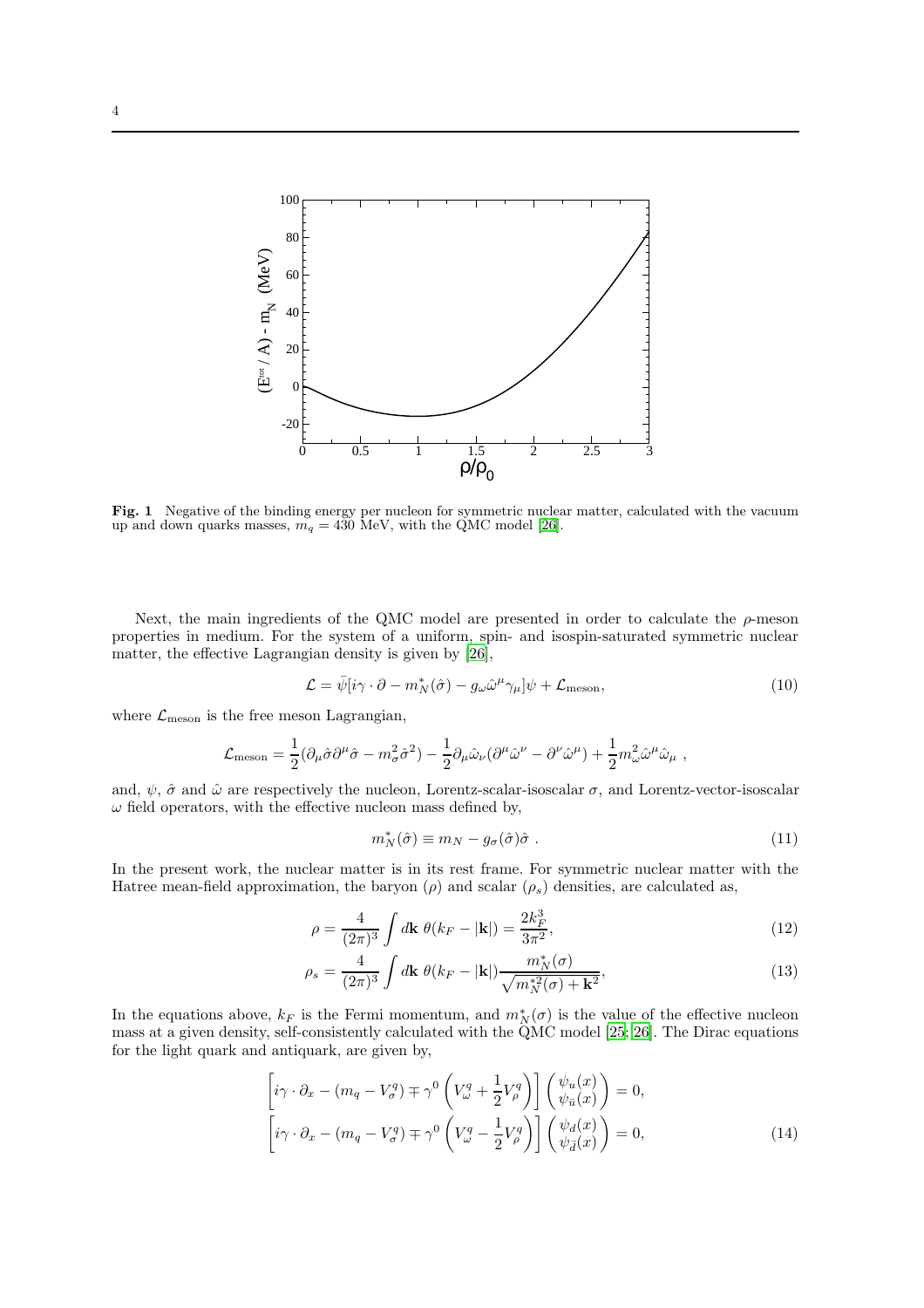**Fig. 1** Negative of the binding energy per nucleon for symmetric nuclear matter, calculated with the vacuum up and down quarks masses, $m_q = 430$ MeV, with the QMC model [26].

Next, the main ingredients of the QMC model are presented in order to calculate the $\rho$-meson properties in medium. For the system of a uniform, spin- and isospin-saturated symmetric nuclear matter, the effective Lagrangian density is given by [26],

$$\mathcal{L} = \bar{\psi}[i\gamma \cdot \partial - m_N^*(\hat{\sigma}) - g_\omega \hat{\omega}^\mu \gamma_\mu]\psi + \mathcal{L}_{\text{meson}}, \tag{10}$$

where $\mathcal{L}_{\text{meson}}$ is the free meson Lagrangian,

$$\mathcal{L}_{\text{meson}} = \frac{1}{2}(\partial_\mu \hat{\sigma} \partial^\mu \hat{\sigma} - m_\sigma^2 \hat{\sigma}^2) - \frac{1}{2}\partial_\mu \hat{\omega}_\nu (\partial^\mu \hat{\omega}^\nu - \partial^\nu \hat{\omega}^\mu) + \frac{1}{2} m_\omega^2 \hat{\omega}^\mu \hat{\omega}_\mu \ ,$$

and, $\psi$, $\hat{\sigma}$ and $\hat{\omega}$ are respectively the nucleon, Lorentz-scalar-isoscalar $\sigma$, and Lorentz-vector-isoscalar $\omega$ field operators, with the effective nucleon mass defined by,

$$m_N^*(\hat{\sigma}) \equiv m_N - g_\sigma(\hat{\sigma})\hat{\sigma} \ . \tag{11}$$

In the present work, the nuclear matter is in its rest frame. For symmetric nuclear matter with the Hatree mean-field approximation, the baryon ($\rho$) and scalar ($\rho_s$) densities, are calculated as,

$$\rho = \frac{4}{(2\pi)^3} \int d\mathbf{k} \ \theta(k_F - |\mathbf{k}|) = \frac{2k_F^3}{3\pi^2}, \tag{12}$$

$$\rho_s = \frac{4}{(2\pi)^3} \int d\mathbf{k} \ \theta(k_F - |\mathbf{k}|) \frac{m_N^*(\sigma)}{\sqrt{m_N^{*2}(\sigma) + \mathbf{k}^2}}, \tag{13}$$

In the equations above, $k_F$ is the Fermi momentum, and $m_N^*(\sigma)$ is the value of the effective nucleon mass at a given density, self-consistently calculated with the QMC model [25; 26]. The Dirac equations for the light quark and antiquark, are given by,

$$\left[ i\gamma \cdot \partial_x - (m_q - V_\sigma^q) \mp \gamma^0 \left( V_\omega^q + \frac{1}{2} V_\rho^q \right) \right] \begin{pmatrix} \psi_u(x) \\ \psi_{\bar{u}}(x) \end{pmatrix} = 0,$$

$$\left[ i\gamma \cdot \partial_x - (m_q - V_\sigma^q) \mp \gamma^0 \left( V_\omega^q - \frac{1}{2} V_\rho^q \right) \right] \begin{pmatrix} \psi_d(x) \\ \psi_{\bar{d}}(x) \end{pmatrix} = 0, \tag{14}$$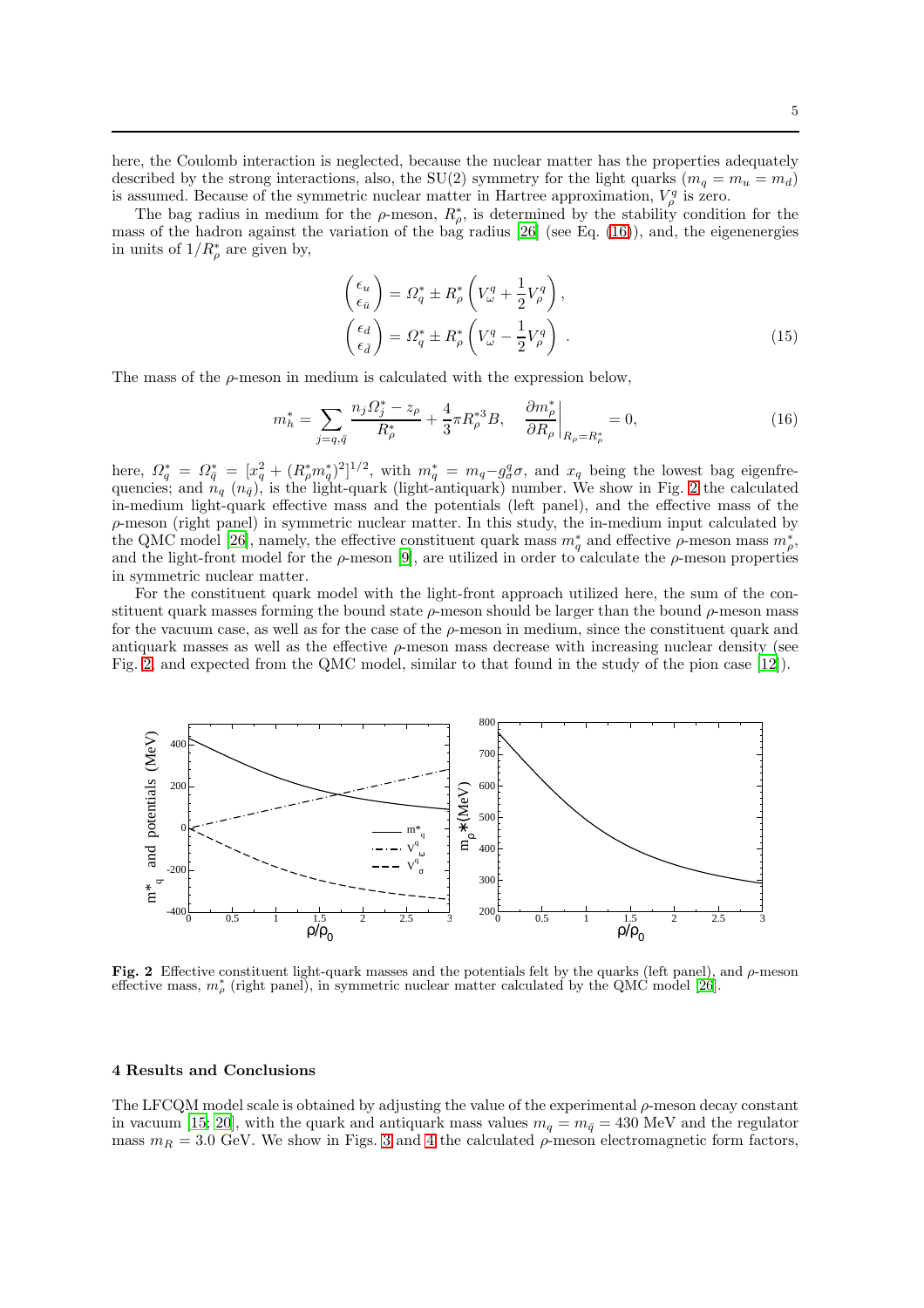here, the Coulomb interaction is neglected, because the nuclear matter has the properties adequately described by the strong interactions, also, the SU(2) symmetry for the light quarks ($m_q = m_u = m_d$) is assumed. Because of the symmetric nuclear matter in Hartree approximation, $V^q_\rho$ is zero.

The bag radius in medium for the $\rho$-meson, $R^*_\rho$, is determined by the stability condition for the mass of the hadron against the variation of the bag radius [26] (see Eq. (16)), and, the eigenenergies in units of $1/R^*_\rho$ are given by,

$$\begin{pmatrix} \epsilon_u \\ \epsilon_{\bar{u}} \end{pmatrix} = \Omega^*_q \pm R^*_\rho \left( V^q_\omega + \frac{1}{2} V^q_\rho \right),$$
$$\begin{pmatrix} \epsilon_d \\ \epsilon_{\bar{d}} \end{pmatrix} = \Omega^*_q \pm R^*_\rho \left( V^q_\omega - \frac{1}{2} V^q_\rho \right) . \tag{15}$$

The mass of the $\rho$-meson in medium is calculated with the expression below,

$$m^*_h = \sum_{j=q,\bar{q}} \frac{n_j \Omega^*_j - z_\rho}{R^*_\rho} + \frac{4}{3}\pi R^{*3}_\rho B, \quad \left.\frac{\partial m^*_\rho}{\partial R_\rho}\right|_{R_\rho = R^*_\rho} = 0, \tag{16}$$

here, $\Omega^*_q = \Omega^*_{\bar{q}} = [x^2_q + (R^*_\rho m^*_q)^2]^{1/2}$, with $m^*_q = m_q - g^q_\sigma \sigma$, and $x_q$ being the lowest bag eigenfrequencies; and $n_q$ ($n_{\bar{q}}$), is the light-quark (light-antiquark) number. We show in Fig. 2 the calculated in-medium light-quark effective mass and the potentials (left panel), and the effective mass of the $\rho$-meson (right panel) in symmetric nuclear matter. In this study, the in-medium input calculated by the QMC model [26], namely, the effective constituent quark mass $m^*_q$ and effective $\rho$-meson mass $m^*_\rho$, and the light-front model for the $\rho$-meson [9], are utilized in order to calculate the $\rho$-meson properties in symmetric nuclear matter.

For the constituent quark model with the light-front approach utilized here, the sum of the constituent quark masses forming the bound state $\rho$-meson should be larger than the bound $\rho$-meson mass for the vacuum case, as well as for the case of the $\rho$-meson in medium, since the constituent quark and antiquark masses as well as the effective $\rho$-meson mass decrease with increasing nuclear density (see Fig. 2, and expected from the QMC model, similar to that found in the study of the pion case [12]).

**Fig. 2** Effective constituent light-quark masses and the potentials felt by the quarks (left panel), and $\rho$-meson effective mass, $m^*_\rho$ (right panel), in symmetric nuclear matter calculated by the QMC model [26].

## 4 Results and Conclusions

The LFCQM model scale is obtained by adjusting the value of the experimental $\rho$-meson decay constant in vacuum [15; 20], with the quark and antiquark mass values $m_q = m_{\bar{q}} = 430$ MeV and the regulator mass $m_R = 3.0$ GeV. We show in Figs. 3 and 4 the calculated $\rho$-meson electromagnetic form factors,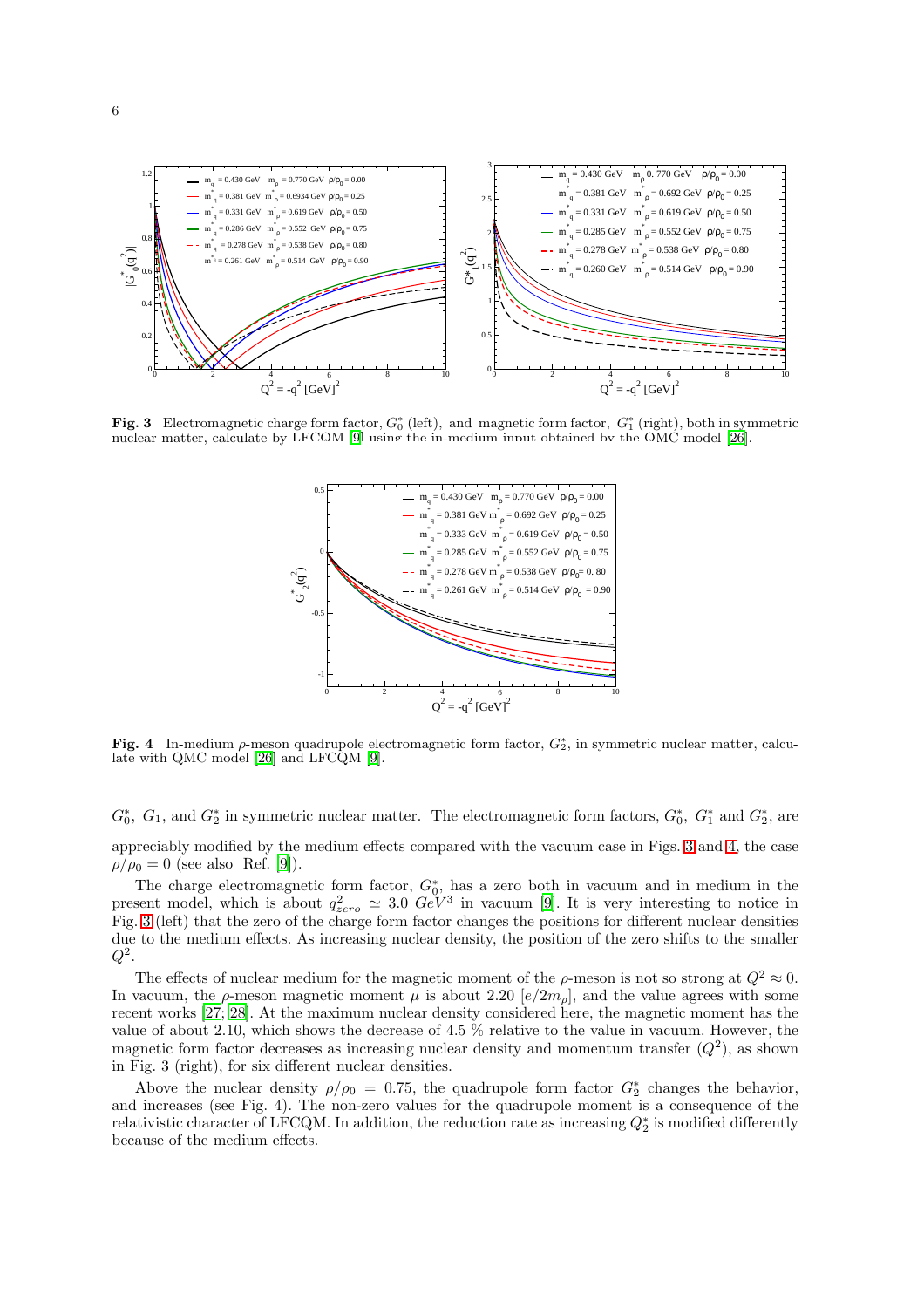**Fig. 3** Electromagnetic charge form factor, $G_0^*$ (left), and magnetic form factor, $G_1^*$ (right), both in symmetric nuclear matter, calculate by LFCQM [9] using the in-medium input obtained by the QMC model [26].

**Fig. 4** In-medium $\rho$-meson quadrupole electromagnetic form factor, $G_2^*$, in symmetric nuclear matter, calculate with QMC model [26] and LFCQM [9].

$G_0^*$, $G_1$, and $G_2^*$ in symmetric nuclear matter. The electromagnetic form factors, $G_0^*$, $G_1^*$ and $G_2^*$, are

appreciably modified by the medium effects compared with the vacuum case in Figs. 3 and 4, the case $\rho/\rho_0 = 0$ (see also Ref. [9]).

The charge electromagnetic form factor, $G_0^*$, has a zero both in vacuum and in medium in the present model, which is about $q^2_{zero} \simeq 3.0\ GeV^3$ in vacuum [9]. It is very interesting to notice in Fig. 3 (left) that the zero of the charge form factor changes the positions for different nuclear densities due to the medium effects. As increasing nuclear density, the position of the zero shifts to the smaller $Q^2$.

The effects of nuclear medium for the magnetic moment of the $\rho$-meson is not so strong at $Q^2 \approx 0$. In vacuum, the $\rho$-meson magnetic moment $\mu$ is about 2.20 $[e/2m_\rho]$, and the value agrees with some recent works [27; 28]. At the maximum nuclear density considered here, the magnetic moment has the value of about 2.10, which shows the decrease of 4.5 % relative to the value in vacuum. However, the magnetic form factor decreases as increasing nuclear density and momentum transfer ($Q^2$), as shown in Fig. 3 (right), for six different nuclear densities.

Above the nuclear density $\rho/\rho_0 = 0.75$, the quadrupole form factor $G_2^*$ changes the behavior, and increases (see Fig. 4). The non-zero values for the quadrupole moment is a consequence of the relativistic character of LFCQM. In addition, the reduction rate as increasing $Q_2^*$ is modified differently because of the medium effects.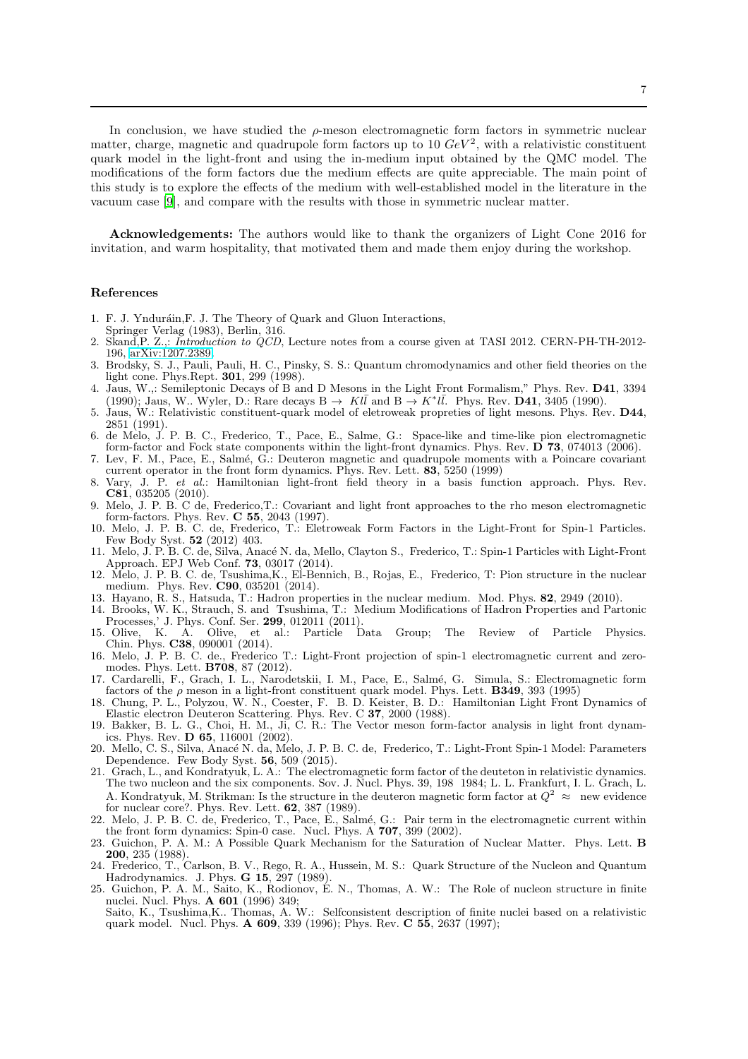In conclusion, we have studied the $\rho$-meson electromagnetic form factors in symmetric nuclear matter, charge, magnetic and quadrupole form factors up to 10 $GeV^2$, with a relativistic constituent quark model in the light-front and using the in-medium input obtained by the QMC model. The modifications of the form factors due the medium effects are quite appreciable. The main point of this study is to explore the effects of the medium with well-established model in the literature in the vacuum case [9], and compare with the results with those in symmetric nuclear matter.

**Acknowledgements:** The authors would like to thank the organizers of Light Cone 2016 for invitation, and warm hospitality, that motivated them and made them enjoy during the workshop.

## References

1. F. J. Ynduráin,F. J. The Theory of Quark and Gluon Interactions, Springer Verlag (1983), Berlin, 316.
2. Skand,P. Z.,: *Introduction to QCD*, Lecture notes from a course given at TASI 2012. CERN-PH-TH-2012-196, arXiv:1207.2389.
3. Brodsky, S. J., Pauli, Pauli, H. C., Pinsky, S. S.: Quantum chromodynamics and other field theories on the light cone. Phys.Rept. **301**, 299 (1998).
4. Jaus, W.,: Semileptonic Decays of B and D Mesons in the Light Front Formalism," Phys. Rev. **D41**, 3394 (1990); Jaus, W.. Wyler, D.: Rare decays B $\to$ $Kl\bar{l}$ and B $\to$ $K^{*}l\bar{l}$. Phys. Rev. **D41**, 3405 (1990).
5. Jaus, W.: Relativistic constituent-quark model of eletroweak propreties of light mesons. Phys. Rev. **D44**, 2851 (1991).
6. de Melo, J. P. B. C., Frederico, T., Pace, E., Salme, G.: Space-like and time-like pion electromagnetic form-factor and Fock state components within the light-front dynamics. Phys. Rev. **D 73**, 074013 (2006).
7. Lev, F. M., Pace, E., Salmé, G.: Deuteron magnetic and quadrupole moments with a Poincare covariant current operator in the front form dynamics. Phys. Rev. Lett. **83**, 5250 (1999)
8. Vary, J. P. *et al.*: Hamiltonian light-front field theory in a basis function approach. Phys. Rev. **C81**, 035205 (2010).
9. Melo, J. P. B. C de, Frederico,T.: Covariant and light front approaches to the rho meson electromagnetic form-factors. Phys. Rev. **C 55**, 2043 (1997).
10. Melo, J. P. B. C. de, Frederico, T.: Eletroweak Form Factors in the Light-Front for Spin-1 Particles. Few Body Syst. **52** (2012) 403.
11. Melo, J. P. B. C. de, Silva, Anacé N. da, Mello, Clayton S., Frederico, T.: Spin-1 Particles with Light-Front Approach. EPJ Web Conf. **73**, 03017 (2014).
12. Melo, J. P. B. C. de, Tsushima,K., El-Bennich, B., Rojas, E., Frederico, T: Pion structure in the nuclear medium. Phys. Rev. **C90**, 035201 (2014).
13. Hayano, R. S., Hatsuda, T.: Hadron properties in the nuclear medium. Mod. Phys. **82**, 2949 (2010).
14. Brooks, W. K., Strauch, S. and Tsushima, T.: Medium Modifications of Hadron Properties and Partonic Processes,' J. Phys. Conf. Ser. **299**, 012011 (2011).
15. Olive, K. A. Olive, et al.: Particle Data Group; The Review of Particle Physics. Chin. Phys. **C38**, 090001 (2014).
16. Melo, J. P. B. C. de., Frederico T.: Light-Front projection of spin-1 electromagnetic current and zero-modes. Phys. Lett. **B708**, 87 (2012).
17. Cardarelli, F., Grach, I. L., Narodetskii, I. M., Pace, E., Salmé, G. Simula, S.: Electromagnetic form factors of the $\rho$ meson in a light-front constituent quark model. Phys. Lett. **B349**, 393 (1995)
18. Chung, P. L., Polyzou, W. N., Coester, F. B. D. Keister, B. D.: Hamiltonian Light Front Dynamics of Elastic electron Deuteron Scattering. Phys. Rev. C **37**, 2000 (1988).
19. Bakker, B. L. G., Choi, H. M., Ji, C. R.: The Vector meson form-factor analysis in light front dynamics. Phys. Rev. **D 65**, 116001 (2002).
20. Mello, C. S., Silva, Anacé N. da, Melo, J. P. B. C. de, Frederico, T.: Light-Front Spin-1 Model: Parameters Dependence. Few Body Syst. **56**, 509 (2015).
21. Grach, L., and Kondratyuk, L. A.: The electromagnetic form factor of the deuteton in relativistic dynamics. The two nucleon and the six components. Sov. J. Nucl. Phys. 39, 198 1984; L. L. Frankfurt, I. L. Grach, L. A. Kondratyuk, M. Strikman: Is the structure in the deuteron magnetic form factor at $Q^2 \approx$ new evidence for nuclear core?. Phys. Rev. Lett. **62**, 387 (1989).
22. Melo, J. P. B. C. de, Frederico, T., Pace, E., Salmé, G.: Pair term in the electromagnetic current within the front form dynamics: Spin-0 case. Nucl. Phys. A **707**, 399 (2002).
23. Guichon, P. A. M.: A Possible Quark Mechanism for the Saturation of Nuclear Matter. Phys. Lett. **B 200**, 235 (1988).
24. Frederico, T., Carlson, B. V., Rego, R. A., Hussein, M. S.: Quark Structure of the Nucleon and Quantum Hadrodynamics. J. Phys. **G 15**, 297 (1989).
25. Guichon, P. A. M., Saito, K., Rodionov, E. N., Thomas, A. W.: The Role of nucleon structure in finite nuclei. Nucl. Phys. **A 601** (1996) 349;
    Saito, K., Tsushima,K.. Thomas, A. W.: Selfconsistent description of finite nuclei based on a relativistic quark model. Nucl. Phys. **A 609**, 339 (1996); Phys. Rev. **C 55**, 2637 (1997);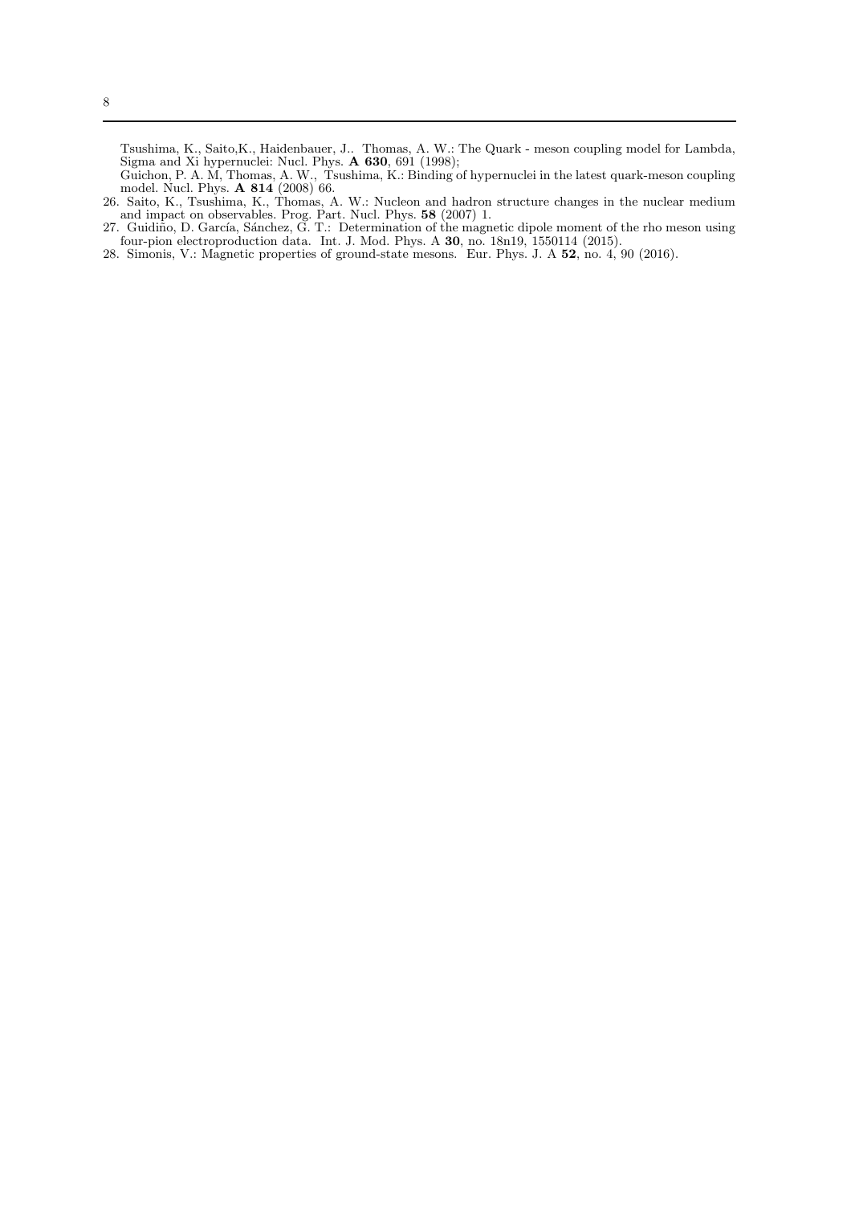Tsushima, K., Saito,K., Haidenbauer, J.. Thomas, A. W.: The Quark - meson coupling model for Lambda, Sigma and Xi hypernuclei: Nucl. Phys. **A 630**, 691 (1998);
Guichon, P. A. M, Thomas, A. W., Tsushima, K.: Binding of hypernuclei in the latest quark-meson coupling model. Nucl. Phys. **A 814** (2008) 66.

26. Saito, K., Tsushima, K., Thomas, A. W.: Nucleon and hadron structure changes in the nuclear medium and impact on observables. Prog. Part. Nucl. Phys. **58** (2007) 1.
27. Guidiño, D. García, Sánchez, G. T.: Determination of the magnetic dipole moment of the rho meson using four-pion electroproduction data. Int. J. Mod. Phys. A **30**, no. 18n19, 1550114 (2015).
28. Simonis, V.: Magnetic properties of ground-state mesons. Eur. Phys. J. A **52**, no. 4, 90 (2016).